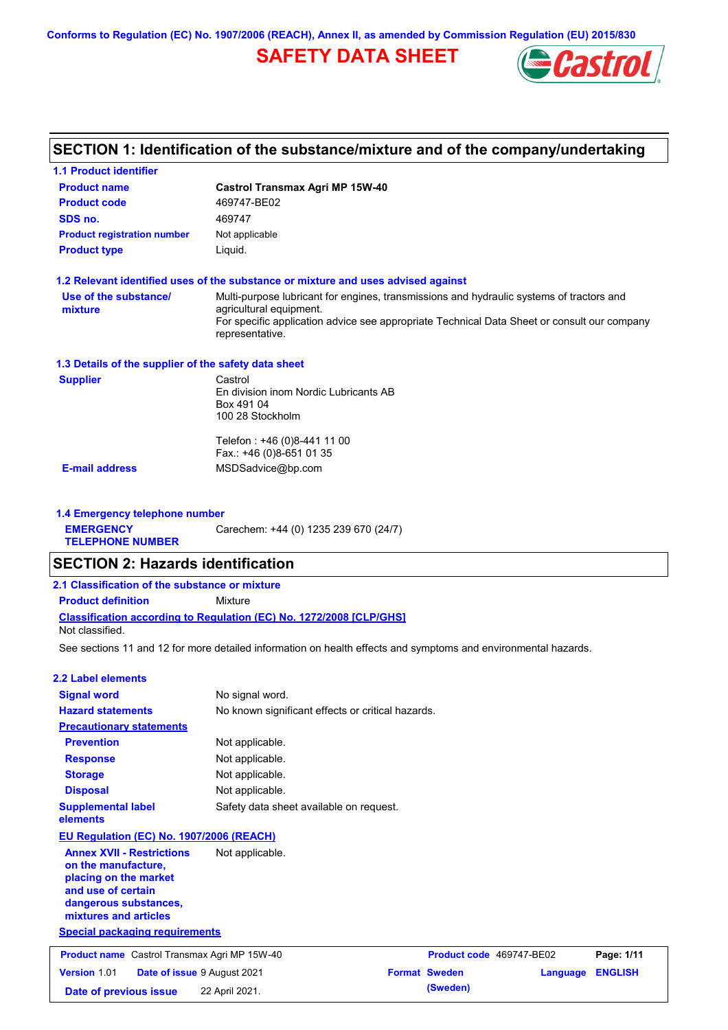Conforms to Regulation (EC) No. 1907/2006 (REACH), Annex II, as amended by Commission Regulation (EU) 2015/830

# SAFETY DATA SHEET

## SECTION 1: Identification of the substance/mixture and of the company/undertaking

### 1.1 Product identifier

| | |
|---|---|
| **Product name** | **Castrol Transmax Agri MP 15W-40** |
| **Product code** | 469747-BE02 |
| **SDS no.** | 469747 |
| **Product registration number** | Not applicable |
| **Product type** | Liquid. |

### 1.2 Relevant identified uses of the substance or mixture and uses advised against

**Use of the substance/ mixture**: Multi-purpose lubricant for engines, transmissions and hydraulic systems of tractors and agricultural equipment.
For specific application advice see appropriate Technical Data Sheet or consult our company representative.

### 1.3 Details of the supplier of the safety data sheet

**Supplier**

Castrol
En division inom Nordic Lubricants AB
Box 491 04
100 28 Stockholm

Telefon : +46 (0)8-441 11 00
Fax.: +46 (0)8-651 01 35

**E-mail address**: MSDSadvice@bp.com

### 1.4 Emergency telephone number

**EMERGENCY TELEPHONE NUMBER**: Carechem: +44 (0) 1235 239 670 (24/7)

## SECTION 2: Hazards identification

### 2.1 Classification of the substance or mixture

**Product definition**: Mixture

**Classification according to Regulation (EC) No. 1272/2008 [CLP/GHS]**
Not classified.

See sections 11 and 12 for more detailed information on health effects and symptoms and environmental hazards.

### 2.2 Label elements

| | |
|---|---|
| **Signal word** | No signal word. |
| **Hazard statements** | No known significant effects or critical hazards. |
| **Precautionary statements** | |
| **Prevention** | Not applicable. |
| **Response** | Not applicable. |
| **Storage** | Not applicable. |
| **Disposal** | Not applicable. |
| **Supplemental label elements** | Safety data sheet available on request. |

**EU Regulation (EC) No. 1907/2006 (REACH)**

**Annex XVII - Restrictions on the manufacture, placing on the market and use of certain dangerous substances, mixtures and articles**: Not applicable.

**Special packaging requirements**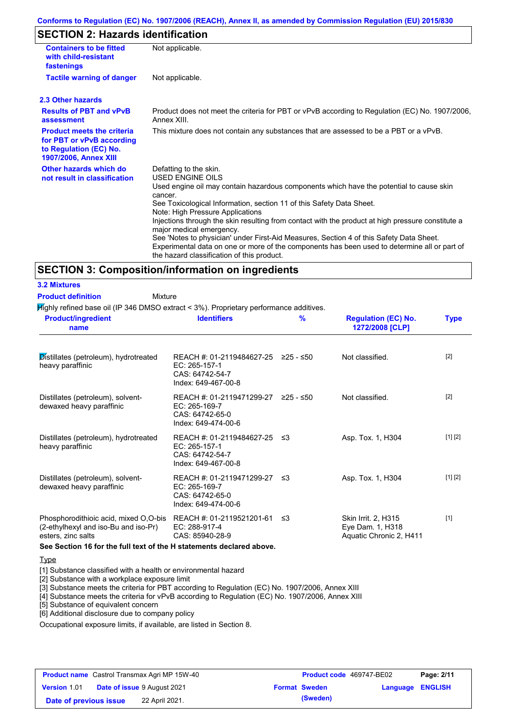## SECTION 2: Hazards identification

| | |
|---|---|
| **Containers to be fitted with child-resistant fastenings** | Not applicable. |
| **Tactile warning of danger** | Not applicable. |

### 2.3 Other hazards

| | |
|---|---|
| **Results of PBT and vPvB assessment** | Product does not meet the criteria for PBT or vPvB according to Regulation (EC) No. 1907/2006, Annex XIII. |
| **Product meets the criteria for PBT or vPvB according to Regulation (EC) No. 1907/2006, Annex XIII** | This mixture does not contain any substances that are assessed to be a PBT or a vPvB. |
| **Other hazards which do not result in classification** | Defatting to the skin.<br>USED ENGINE OILS<br>Used engine oil may contain hazardous components which have the potential to cause skin cancer.<br>See Toxicological Information, section 11 of this Safety Data Sheet.<br>Note: High Pressure Applications<br>Injections through the skin resulting from contact with the product at high pressure constitute a major medical emergency.<br>See 'Notes to physician' under First-Aid Measures, Section 4 of this Safety Data Sheet.<br>Experimental data on one or more of the components has been used to determine all or part of the hazard classification of this product. |

## SECTION 3: Composition/information on ingredients

### 3.2 Mixtures

**Product definition** Mixture

Highly refined base oil (IP 346 DMSO extract < 3%). Proprietary performance additives.

| Product/ingredient name | Identifiers | % | Regulation (EC) No. 1272/2008 [CLP] | Type |
|---|---|---|---|---|
| Distillates (petroleum), hydrotreated heavy paraffinic | REACH #: 01-2119484627-25<br>EC: 265-157-1<br>CAS: 64742-54-7<br>Index: 649-467-00-8 | ≥25 - ≤50 | Not classified. | [2] |
| Distillates (petroleum), solvent-dewaxed heavy paraffinic | REACH #: 01-2119471299-27<br>EC: 265-169-7<br>CAS: 64742-65-0<br>Index: 649-474-00-6 | ≥25 - ≤50 | Not classified. | [2] |
| Distillates (petroleum), hydrotreated heavy paraffinic | REACH #: 01-2119484627-25<br>EC: 265-157-1<br>CAS: 64742-54-7<br>Index: 649-467-00-8 | ≤3 | Asp. Tox. 1, H304 | [1] [2] |
| Distillates (petroleum), solvent-dewaxed heavy paraffinic | REACH #: 01-2119471299-27<br>EC: 265-169-7<br>CAS: 64742-65-0<br>Index: 649-474-00-6 | ≤3 | Asp. Tox. 1, H304 | [1] [2] |
| Phosphorodithioic acid, mixed O,O-bis (2-ethylhexyl and iso-Bu and iso-Pr) esters, zinc salts | REACH #: 01-2119521201-61<br>EC: 288-917-4<br>CAS: 85940-28-9 | ≤3 | Skin Irrit. 2, H315<br>Eye Dam. 1, H318<br>Aquatic Chronic 2, H411 | [1] |

**See Section 16 for the full text of the H statements declared above.**

Type

[1] Substance classified with a health or environmental hazard
[2] Substance with a workplace exposure limit
[3] Substance meets the criteria for PBT according to Regulation (EC) No. 1907/2006, Annex XIII
[4] Substance meets the criteria for vPvB according to Regulation (EC) No. 1907/2006, Annex XIII
[5] Substance of equivalent concern
[6] Additional disclosure due to company policy

Occupational exposure limits, if available, are listed in Section 8.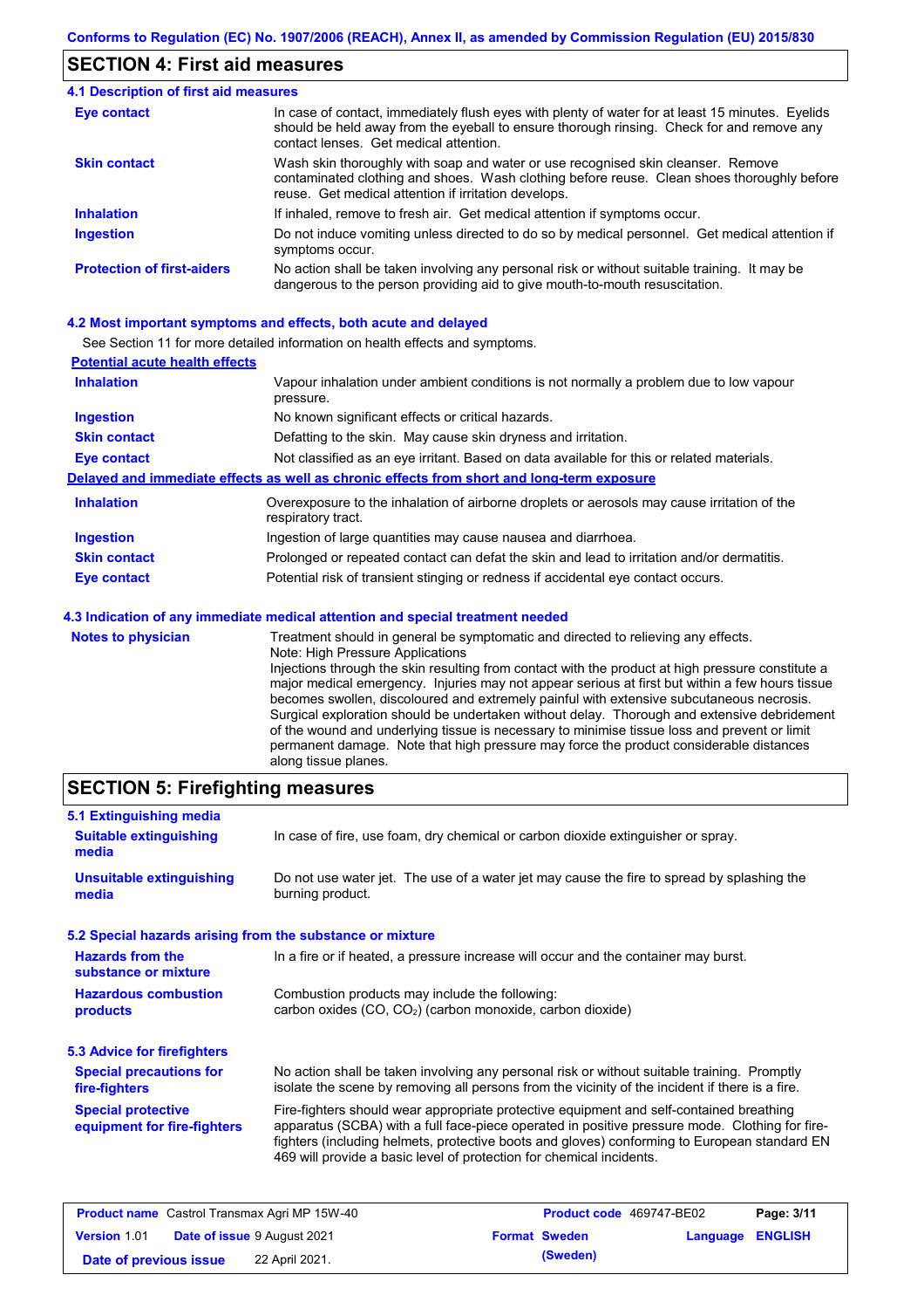## SECTION 4: First aid measures

### 4.1 Description of first aid measures

| | |
|---|---|
| **Eye contact** | In case of contact, immediately flush eyes with plenty of water for at least 15 minutes. Eyelids should be held away from the eyeball to ensure thorough rinsing. Check for and remove any contact lenses. Get medical attention. |
| **Skin contact** | Wash skin thoroughly with soap and water or use recognised skin cleanser. Remove contaminated clothing and shoes. Wash clothing before reuse. Clean shoes thoroughly before reuse. Get medical attention if irritation develops. |
| **Inhalation** | If inhaled, remove to fresh air. Get medical attention if symptoms occur. |
| **Ingestion** | Do not induce vomiting unless directed to do so by medical personnel. Get medical attention if symptoms occur. |
| **Protection of first-aiders** | No action shall be taken involving any personal risk or without suitable training. It may be dangerous to the person providing aid to give mouth-to-mouth resuscitation. |

### 4.2 Most important symptoms and effects, both acute and delayed

See Section 11 for more detailed information on health effects and symptoms.

**Potential acute health effects**

| | |
|---|---|
| **Inhalation** | Vapour inhalation under ambient conditions is not normally a problem due to low vapour pressure. |
| **Ingestion** | No known significant effects or critical hazards. |
| **Skin contact** | Defatting to the skin. May cause skin dryness and irritation. |
| **Eye contact** | Not classified as an eye irritant. Based on data available for this or related materials. |

**Delayed and immediate effects as well as chronic effects from short and long-term exposure**

| | |
|---|---|
| **Inhalation** | Overexposure to the inhalation of airborne droplets or aerosols may cause irritation of the respiratory tract. |
| **Ingestion** | Ingestion of large quantities may cause nausea and diarrhoea. |
| **Skin contact** | Prolonged or repeated contact can defat the skin and lead to irritation and/or dermatitis. |
| **Eye contact** | Potential risk of transient stinging or redness if accidental eye contact occurs. |

### 4.3 Indication of any immediate medical attention and special treatment needed

| | |
|---|---|
| **Notes to physician** | Treatment should in general be symptomatic and directed to relieving any effects. Note: High Pressure Applications Injections through the skin resulting from contact with the product at high pressure constitute a major medical emergency. Injuries may not appear serious at first but within a few hours tissue becomes swollen, discoloured and extremely painful with extensive subcutaneous necrosis. Surgical exploration should be undertaken without delay. Thorough and extensive debridement of the wound and underlying tissue is necessary to minimise tissue loss and prevent or limit permanent damage. Note that high pressure may force the product considerable distances along tissue planes. |

## SECTION 5: Firefighting measures

### 5.1 Extinguishing media

| | |
|---|---|
| **Suitable extinguishing media** | In case of fire, use foam, dry chemical or carbon dioxide extinguisher or spray. |
| **Unsuitable extinguishing media** | Do not use water jet. The use of a water jet may cause the fire to spread by splashing the burning product. |

### 5.2 Special hazards arising from the substance or mixture

| | |
|---|---|
| **Hazards from the substance or mixture** | In a fire or if heated, a pressure increase will occur and the container may burst. |
| **Hazardous combustion products** | Combustion products may include the following: carbon oxides (CO, $CO_2$) (carbon monoxide, carbon dioxide) |

### 5.3 Advice for firefighters

| | |
|---|---|
| **Special precautions for fire-fighters** | No action shall be taken involving any personal risk or without suitable training. Promptly isolate the scene by removing all persons from the vicinity of the incident if there is a fire. |
| **Special protective equipment for fire-fighters** | Fire-fighters should wear appropriate protective equipment and self-contained breathing apparatus (SCBA) with a full face-piece operated in positive pressure mode. Clothing for fire-fighters (including helmets, protective boots and gloves) conforming to European standard EN 469 will provide a basic level of protection for chemical incidents. |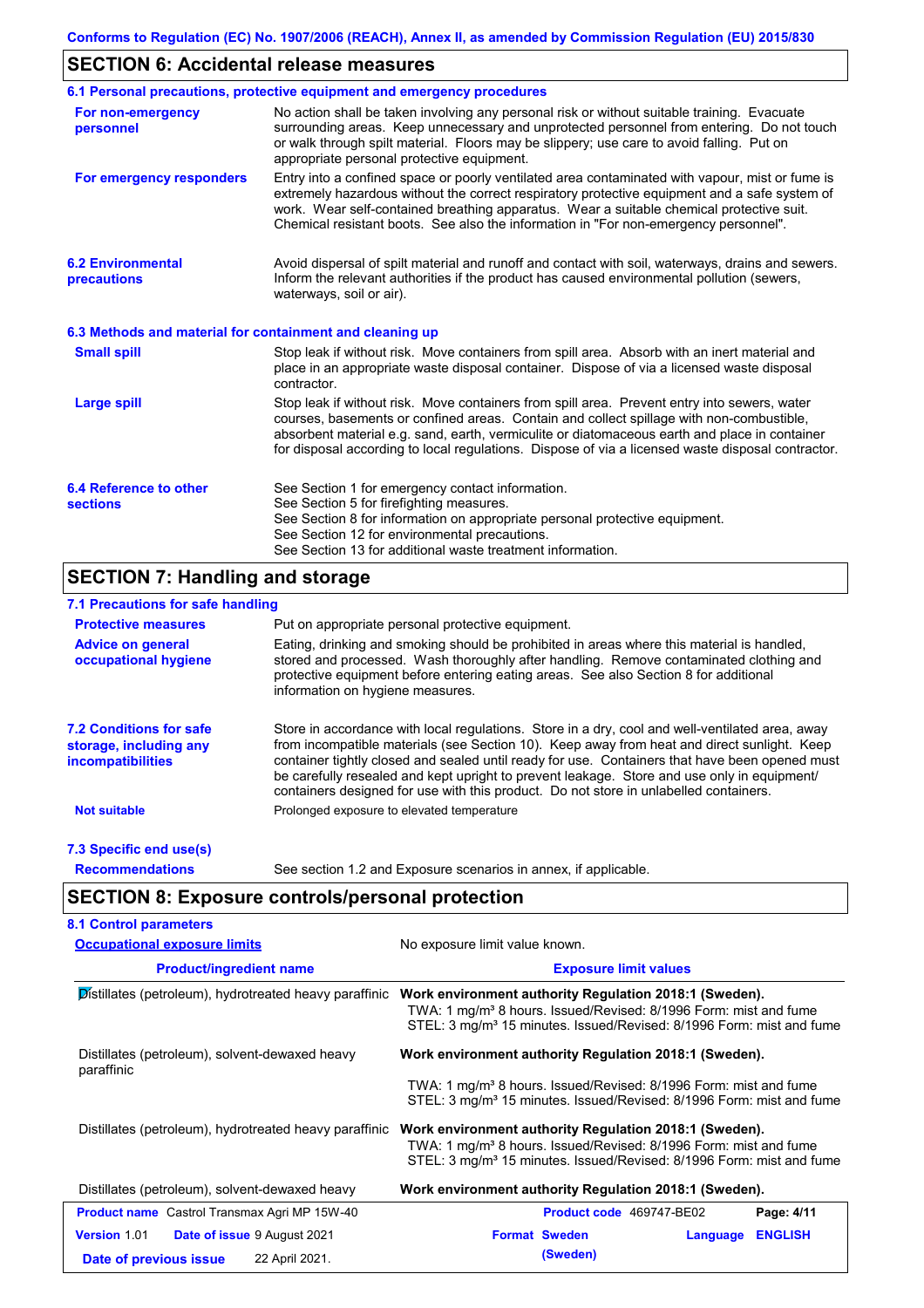## SECTION 6: Accidental release measures

### 6.1 Personal precautions, protective equipment and emergency procedures

**For non-emergency personnel**

No action shall be taken involving any personal risk or without suitable training. Evacuate surrounding areas. Keep unnecessary and unprotected personnel from entering. Do not touch or walk through spilt material. Floors may be slippery; use care to avoid falling. Put on appropriate personal protective equipment.

**For emergency responders**

Entry into a confined space or poorly ventilated area contaminated with vapour, mist or fume is extremely hazardous without the correct respiratory protective equipment and a safe system of work. Wear self-contained breathing apparatus. Wear a suitable chemical protective suit. Chemical resistant boots. See also the information in "For non-emergency personnel".

### 6.2 Environmental precautions

Avoid dispersal of spilt material and runoff and contact with soil, waterways, drains and sewers. Inform the relevant authorities if the product has caused environmental pollution (sewers, waterways, soil or air).

### 6.3 Methods and material for containment and cleaning up

**Small spill**

Stop leak if without risk. Move containers from spill area. Absorb with an inert material and place in an appropriate waste disposal container. Dispose of via a licensed waste disposal contractor.

**Large spill**

Stop leak if without risk. Move containers from spill area. Prevent entry into sewers, water courses, basements or confined areas. Contain and collect spillage with non-combustible, absorbent material e.g. sand, earth, vermiculite or diatomaceous earth and place in container for disposal according to local regulations. Dispose of via a licensed waste disposal contractor.

### 6.4 Reference to other sections

See Section 1 for emergency contact information.
See Section 5 for firefighting measures.
See Section 8 for information on appropriate personal protective equipment.
See Section 12 for environmental precautions.
See Section 13 for additional waste treatment information.

## SECTION 7: Handling and storage

### 7.1 Precautions for safe handling

**Protective measures**

Put on appropriate personal protective equipment.

**Advice on general occupational hygiene**

Eating, drinking and smoking should be prohibited in areas where this material is handled, stored and processed. Wash thoroughly after handling. Remove contaminated clothing and protective equipment before entering eating areas. See also Section 8 for additional information on hygiene measures.

### 7.2 Conditions for safe storage, including any incompatibilities

Store in accordance with local regulations. Store in a dry, cool and well-ventilated area, away from incompatible materials (see Section 10). Keep away from heat and direct sunlight. Keep container tightly closed and sealed until ready for use. Containers that have been opened must be carefully resealed and kept upright to prevent leakage. Store and use only in equipment/ containers designed for use with this product. Do not store in unlabelled containers.

**Not suitable**

Prolonged exposure to elevated temperature

### 7.3 Specific end use(s)

**Recommendations**

See section 1.2 and Exposure scenarios in annex, if applicable.

## SECTION 8: Exposure controls/personal protection

### 8.1 Control parameters

**Occupational exposure limits**

No exposure limit value known.

| Product/ingredient name | Exposure limit values |
|---|---|
| Distillates (petroleum), hydrotreated heavy paraffinic | **Work environment authority Regulation 2018:1 (Sweden).**<br>TWA: 1 mg/m³ 8 hours. Issued/Revised: 8/1996 Form: mist and fume<br>STEL: 3 mg/m³ 15 minutes. Issued/Revised: 8/1996 Form: mist and fume |
| Distillates (petroleum), solvent-dewaxed heavy paraffinic | **Work environment authority Regulation 2018:1 (Sweden).**<br>TWA: 1 mg/m³ 8 hours. Issued/Revised: 8/1996 Form: mist and fume<br>STEL: 3 mg/m³ 15 minutes. Issued/Revised: 8/1996 Form: mist and fume |
| Distillates (petroleum), hydrotreated heavy paraffinic | **Work environment authority Regulation 2018:1 (Sweden).**<br>TWA: 1 mg/m³ 8 hours. Issued/Revised: 8/1996 Form: mist and fume<br>STEL: 3 mg/m³ 15 minutes. Issued/Revised: 8/1996 Form: mist and fume |
| Distillates (petroleum), solvent-dewaxed heavy | **Work environment authority Regulation 2018:1 (Sweden).** |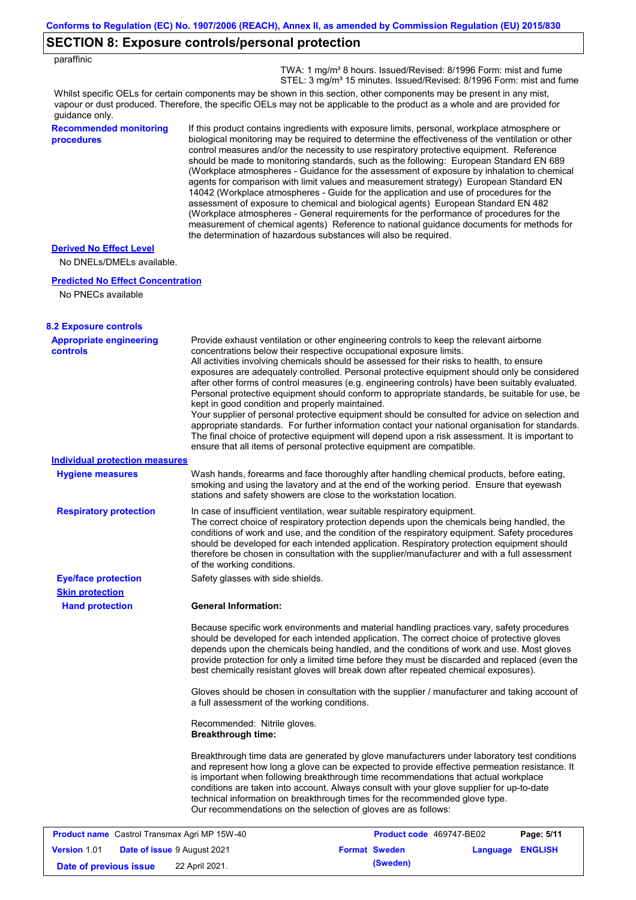## SECTION 8: Exposure controls/personal protection

paraffinic

TWA: 1 mg/m³ 8 hours. Issued/Revised: 8/1996 Form: mist and fume
STEL: 3 mg/m³ 15 minutes. Issued/Revised: 8/1996 Form: mist and fume

Whilst specific OELs for certain components may be shown in this section, other components may be present in any mist, vapour or dust produced. Therefore, the specific OELs may not be applicable to the product as a whole and are provided for guidance only.

**Recommended monitoring procedures**

If this product contains ingredients with exposure limits, personal, workplace atmosphere or biological monitoring may be required to determine the effectiveness of the ventilation or other control measures and/or the necessity to use respiratory protective equipment. Reference should be made to monitoring standards, such as the following: European Standard EN 689 (Workplace atmospheres - Guidance for the assessment of exposure by inhalation to chemical agents for comparison with limit values and measurement strategy) European Standard EN 14042 (Workplace atmospheres - Guide for the application and use of procedures for the assessment of exposure to chemical and biological agents) European Standard EN 482 (Workplace atmospheres - General requirements for the performance of procedures for the measurement of chemical agents) Reference to national guidance documents for methods for the determination of hazardous substances will also be required.

**Derived No Effect Level**

No DNELs/DMELs available.

**Predicted No Effect Concentration**

No PNECs available

### 8.2 Exposure controls

**Appropriate engineering controls**

Provide exhaust ventilation or other engineering controls to keep the relevant airborne concentrations below their respective occupational exposure limits.
All activities involving chemicals should be assessed for their risks to health, to ensure exposures are adequately controlled. Personal protective equipment should only be considered after other forms of control measures (e.g. engineering controls) have been suitably evaluated. Personal protective equipment should conform to appropriate standards, be suitable for use, be kept in good condition and properly maintained.
Your supplier of personal protective equipment should be consulted for advice on selection and appropriate standards. For further information contact your national organisation for standards. The final choice of protective equipment will depend upon a risk assessment. It is important to ensure that all items of personal protective equipment are compatible.

**Individual protection measures**

**Hygiene measures**

Wash hands, forearms and face thoroughly after handling chemical products, before eating, smoking and using the lavatory and at the end of the working period. Ensure that eyewash stations and safety showers are close to the workstation location.

**Respiratory protection**

In case of insufficient ventilation, wear suitable respiratory equipment.
The correct choice of respiratory protection depends upon the chemicals being handled, the conditions of work and use, and the condition of the respiratory equipment. Safety procedures should be developed for each intended application. Respiratory protection equipment should therefore be chosen in consultation with the supplier/manufacturer and with a full assessment of the working conditions.

**Eye/face protection**

Safety glasses with side shields.

**Skin protection**

**Hand protection**

**General Information:**

Because specific work environments and material handling practices vary, safety procedures should be developed for each intended application. The correct choice of protective gloves depends upon the chemicals being handled, and the conditions of work and use. Most gloves provide protection for only a limited time before they must be discarded and replaced (even the best chemically resistant gloves will break down after repeated chemical exposures).

Gloves should be chosen in consultation with the supplier / manufacturer and taking account of a full assessment of the working conditions.

Recommended: Nitrile gloves.
**Breakthrough time:**

Breakthrough time data are generated by glove manufacturers under laboratory test conditions and represent how long a glove can be expected to provide effective permeation resistance. It is important when following breakthrough time recommendations that actual workplace conditions are taken into account. Always consult with your glove supplier for up-to-date technical information on breakthrough times for the recommended glove type.
Our recommendations on the selection of gloves are as follows: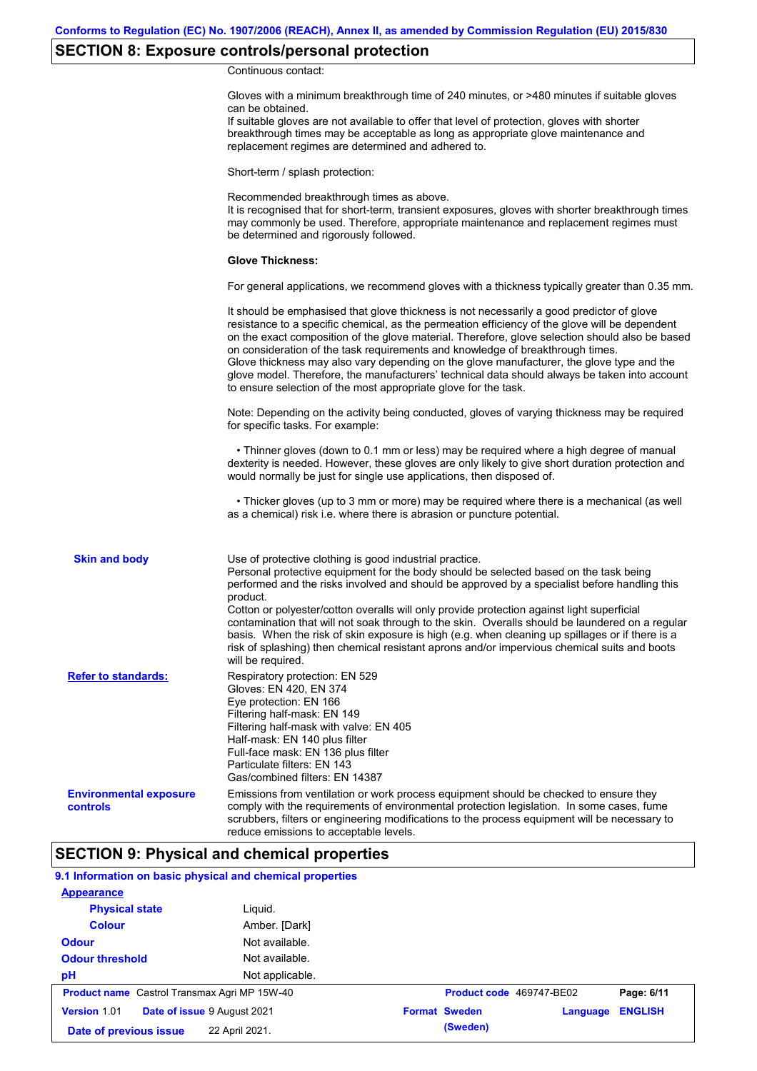## SECTION 8: Exposure controls/personal protection

Continuous contact:

Gloves with a minimum breakthrough time of 240 minutes, or >480 minutes if suitable gloves can be obtained.
If suitable gloves are not available to offer that level of protection, gloves with shorter breakthrough times may be acceptable as long as appropriate glove maintenance and replacement regimes are determined and adhered to.

Short-term / splash protection:

Recommended breakthrough times as above.
It is recognised that for short-term, transient exposures, gloves with shorter breakthrough times may commonly be used. Therefore, appropriate maintenance and replacement regimes must be determined and rigorously followed.

**Glove Thickness:**

For general applications, we recommend gloves with a thickness typically greater than 0.35 mm.

It should be emphasised that glove thickness is not necessarily a good predictor of glove resistance to a specific chemical, as the permeation efficiency of the glove will be dependent on the exact composition of the glove material. Therefore, glove selection should also be based on consideration of the task requirements and knowledge of breakthrough times.
Glove thickness may also vary depending on the glove manufacturer, the glove type and the glove model. Therefore, the manufacturers' technical data should always be taken into account to ensure selection of the most appropriate glove for the task.

Note: Depending on the activity being conducted, gloves of varying thickness may be required for specific tasks. For example:

- Thinner gloves (down to 0.1 mm or less) may be required where a high degree of manual dexterity is needed. However, these gloves are only likely to give short duration protection and would normally be just for single use applications, then disposed of.

- Thicker gloves (up to 3 mm or more) may be required where there is a mechanical (as well as a chemical) risk i.e. where there is abrasion or puncture potential.

**Skin and body**

Use of protective clothing is good industrial practice.
Personal protective equipment for the body should be selected based on the task being performed and the risks involved and should be approved by a specialist before handling this product.
Cotton or polyester/cotton overalls will only provide protection against light superficial contamination that will not soak through to the skin. Overalls should be laundered on a regular basis. When the risk of skin exposure is high (e.g. when cleaning up spillages or if there is a risk of splashing) then chemical resistant aprons and/or impervious chemical suits and boots will be required.

**Refer to standards:**

Respiratory protection: EN 529
Gloves: EN 420, EN 374
Eye protection: EN 166
Filtering half-mask: EN 149
Filtering half-mask with valve: EN 405
Half-mask: EN 140 plus filter
Full-face mask: EN 136 plus filter
Particulate filters: EN 143
Gas/combined filters: EN 14387

**Environmental exposure controls**

Emissions from ventilation or work process equipment should be checked to ensure they comply with the requirements of environmental protection legislation. In some cases, fume scrubbers, filters or engineering modifications to the process equipment will be necessary to reduce emissions to acceptable levels.

## SECTION 9: Physical and chemical properties

### 9.1 Information on basic physical and chemical properties

**Appearance**

| | |
|---|---|
| **Physical state** | Liquid. |
| **Colour** | Amber. [Dark] |
| **Odour** | Not available. |
| **Odour threshold** | Not available. |
| **pH** | Not applicable. |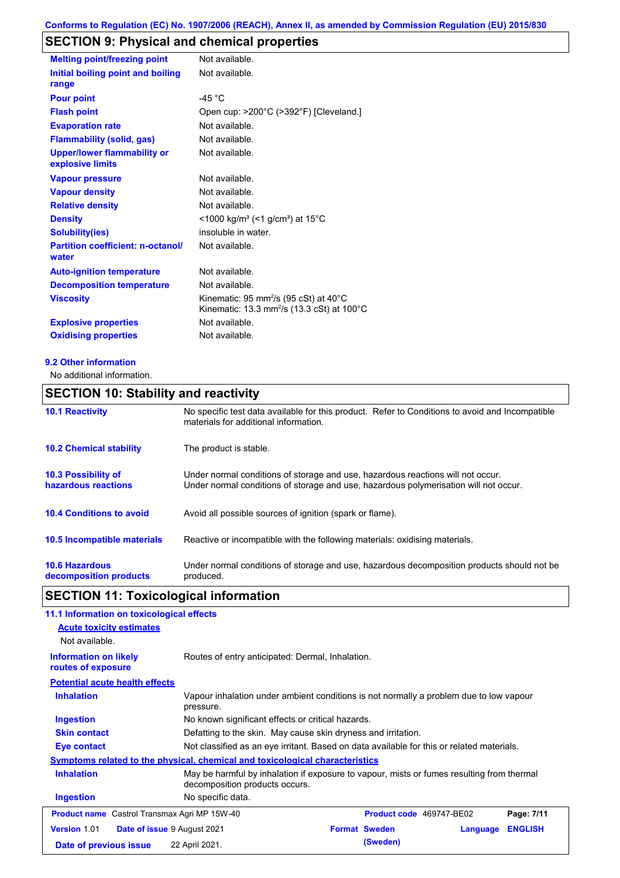Conforms to Regulation (EC) No. 1907/2006 (REACH), Annex II, as amended by Commission Regulation (EU) 2015/830

## SECTION 9: Physical and chemical properties

| Property | Value |
|---|---|
| **Melting point/freezing point** | Not available. |
| **Initial boiling point and boiling range** | Not available. |
| **Pour point** | -45 °C |
| **Flash point** | Open cup: >200°C (>392°F) [Cleveland.] |
| **Evaporation rate** | Not available. |
| **Flammability (solid, gas)** | Not available. |
| **Upper/lower flammability or explosive limits** | Not available. |
| **Vapour pressure** | Not available. |
| **Vapour density** | Not available. |
| **Relative density** | Not available. |
| **Density** | <1000 kg/m³ (<1 g/cm³) at 15°C |
| **Solubility(ies)** | insoluble in water. |
| **Partition coefficient: n-octanol/ water** | Not available. |
| **Auto-ignition temperature** | Not available. |
| **Decomposition temperature** | Not available. |
| **Viscosity** | Kinematic: 95 mm²/s (95 cSt) at 40°C<br>Kinematic: 13.3 mm²/s (13.3 cSt) at 100°C |
| **Explosive properties** | Not available. |
| **Oxidising properties** | Not available. |

### 9.2 Other information

No additional information.

## SECTION 10: Stability and reactivity

| | |
|---|---|
| **10.1 Reactivity** | No specific test data available for this product. Refer to Conditions to avoid and Incompatible materials for additional information. |
| **10.2 Chemical stability** | The product is stable. |
| **10.3 Possibility of hazardous reactions** | Under normal conditions of storage and use, hazardous reactions will not occur.<br>Under normal conditions of storage and use, hazardous polymerisation will not occur. |
| **10.4 Conditions to avoid** | Avoid all possible sources of ignition (spark or flame). |
| **10.5 Incompatible materials** | Reactive or incompatible with the following materials: oxidising materials. |
| **10.6 Hazardous decomposition products** | Under normal conditions of storage and use, hazardous decomposition products should not be produced. |

## SECTION 11: Toxicological information

### 11.1 Information on toxicological effects

**Acute toxicity estimates**

Not available.

**Information on likely routes of exposure**: Routes of entry anticipated: Dermal, Inhalation.

**Potential acute health effects**

| | |
|---|---|
| **Inhalation** | Vapour inhalation under ambient conditions is not normally a problem due to low vapour pressure. |
| **Ingestion** | No known significant effects or critical hazards. |
| **Skin contact** | Defatting to the skin. May cause skin dryness and irritation. |
| **Eye contact** | Not classified as an eye irritant. Based on data available for this or related materials. |

**Symptoms related to the physical, chemical and toxicological characteristics**

| | |
|---|---|
| **Inhalation** | May be harmful by inhalation if exposure to vapour, mists or fumes resulting from thermal decomposition products occurs. |
| **Ingestion** | No specific data. |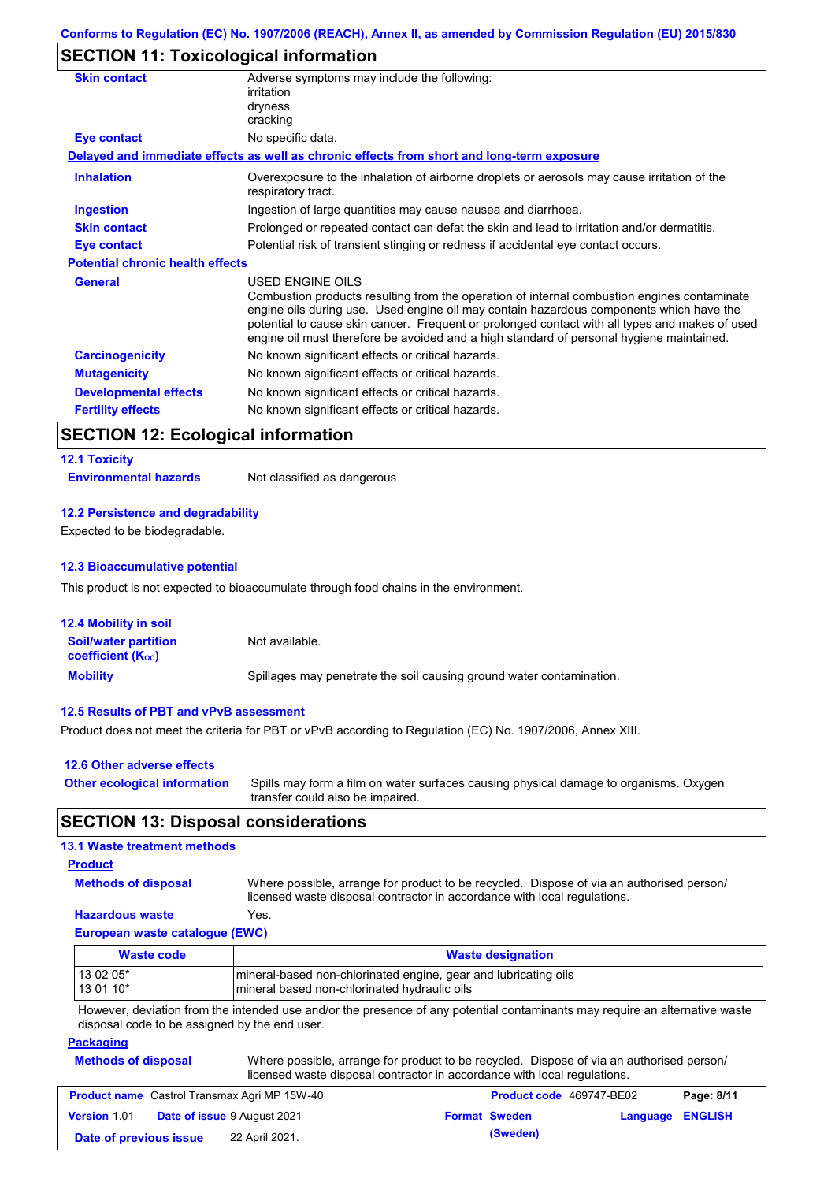## SECTION 11: Toxicological information

**Skin contact** Adverse symptoms may include the following:
irritation
dryness
cracking

**Eye contact** No specific data.

**Delayed and immediate effects as well as chronic effects from short and long-term exposure**

**Inhalation** Overexposure to the inhalation of airborne droplets or aerosols may cause irritation of the respiratory tract.

**Ingestion** Ingestion of large quantities may cause nausea and diarrhoea.

**Skin contact** Prolonged or repeated contact can defat the skin and lead to irritation and/or dermatitis.

**Eye contact** Potential risk of transient stinging or redness if accidental eye contact occurs.

**Potential chronic health effects**

**General** USED ENGINE OILS
Combustion products resulting from the operation of internal combustion engines contaminate engine oils during use. Used engine oil may contain hazardous components which have the potential to cause skin cancer. Frequent or prolonged contact with all types and makes of used engine oil must therefore be avoided and a high standard of personal hygiene maintained.

**Carcinogenicity** No known significant effects or critical hazards.

**Mutagenicity** No known significant effects or critical hazards.

**Developmental effects** No known significant effects or critical hazards.

**Fertility effects** No known significant effects or critical hazards.

## SECTION 12: Ecological information

### 12.1 Toxicity

**Environmental hazards** Not classified as dangerous

### 12.2 Persistence and degradability

Expected to be biodegradable.

### 12.3 Bioaccumulative potential

This product is not expected to bioaccumulate through food chains in the environment.

### 12.4 Mobility in soil

**Soil/water partition coefficient ($K_{OC}$)** Not available.

**Mobility** Spillages may penetrate the soil causing ground water contamination.

### 12.5 Results of PBT and vPvB assessment

Product does not meet the criteria for PBT or vPvB according to Regulation (EC) No. 1907/2006, Annex XIII.

### 12.6 Other adverse effects

**Other ecological information** Spills may form a film on water surfaces causing physical damage to organisms. Oxygen transfer could also be impaired.

## SECTION 13: Disposal considerations

### 13.1 Waste treatment methods

**Product**

**Methods of disposal** Where possible, arrange for product to be recycled. Dispose of via an authorised person/ licensed waste disposal contractor in accordance with local regulations.

**Hazardous waste** Yes.

**European waste catalogue (EWC)**

| Waste code | Waste designation |
|---|---|
| 13 02 05*<br>13 01 10* | mineral-based non-chlorinated engine, gear and lubricating oils<br>mineral based non-chlorinated hydraulic oils |

However, deviation from the intended use and/or the presence of any potential contaminants may require an alternative waste disposal code to be assigned by the end user.

**Packaging**

**Methods of disposal** Where possible, arrange for product to be recycled. Dispose of via an authorised person/ licensed waste disposal contractor in accordance with local regulations.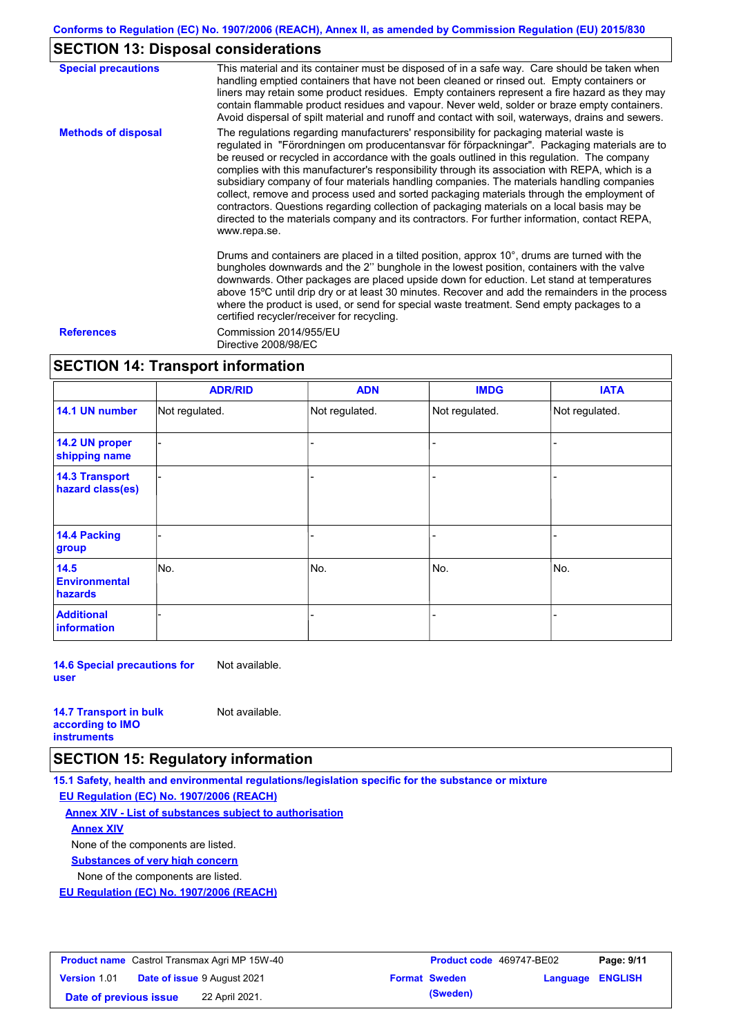## SECTION 13: Disposal considerations

**Special precautions**

This material and its container must be disposed of in a safe way. Care should be taken when handling emptied containers that have not been cleaned or rinsed out. Empty containers or liners may retain some product residues. Empty containers represent a fire hazard as they may contain flammable product residues and vapour. Never weld, solder or braze empty containers. Avoid dispersal of spilt material and runoff and contact with soil, waterways, drains and sewers.

**Methods of disposal**

The regulations regarding manufacturers' responsibility for packaging material waste is regulated in "Förordningen om producentansvar för förpackningar". Packaging materials are to be reused or recycled in accordance with the goals outlined in this regulation. The company complies with this manufacturer's responsibility through its association with REPA, which is a subsidiary company of four materials handling companies. The materials handling companies collect, remove and process used and sorted packaging materials through the employment of contractors. Questions regarding collection of packaging materials on a local basis may be directed to the materials company and its contractors. For further information, contact REPA, www.repa.se.

Drums and containers are placed in a tilted position, approx 10°, drums are turned with the bungholes downwards and the 2'' bunghole in the lowest position, containers with the valve downwards. Other packages are placed upside down for eduction. Let stand at temperatures above 15ºC until drip dry or at least 30 minutes. Recover and add the remainders in the process where the product is used, or send for special waste treatment. Send empty packages to a certified recycler/receiver for recycling.

**References**

Commission 2014/955/EU
Directive 2008/98/EC

## SECTION 14: Transport information

| | ADR/RID | ADN | IMDG | IATA |
|---|---|---|---|---|
| 14.1 UN number | Not regulated. | Not regulated. | Not regulated. | Not regulated. |
| 14.2 UN proper shipping name | - | - | - | - |
| 14.3 Transport hazard class(es) | - | - | - | - |
| 14.4 Packing group | - | - | - | - |
| 14.5 Environmental hazards | No. | No. | No. | No. |
| Additional information | - | - | - | - |

**14.6 Special precautions for user** Not available.

**14.7 Transport in bulk according to IMO instruments** Not available.

## SECTION 15: Regulatory information

**15.1 Safety, health and environmental regulations/legislation specific for the substance or mixture**

**EU Regulation (EC) No. 1907/2006 (REACH)**

**Annex XIV - List of substances subject to authorisation**

**Annex XIV**

None of the components are listed.

**Substances of very high concern**

None of the components are listed.

**EU Regulation (EC) No. 1907/2006 (REACH)**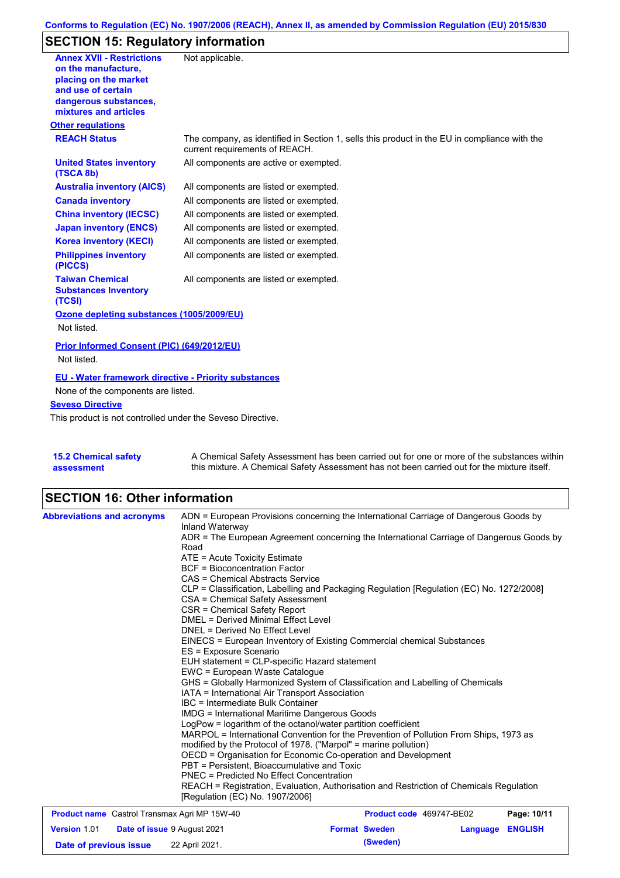## SECTION 15: Regulatory information

| | |
|---|---|
| **Annex XVII - Restrictions on the manufacture, placing on the market and use of certain dangerous substances, mixtures and articles** | Not applicable. |

**Other regulations**

| | |
|---|---|
| **REACH Status** | The company, as identified in Section 1, sells this product in the EU in compliance with the current requirements of REACH. |
| **United States inventory (TSCA 8b)** | All components are active or exempted. |
| **Australia inventory (AICS)** | All components are listed or exempted. |
| **Canada inventory** | All components are listed or exempted. |
| **China inventory (IECSC)** | All components are listed or exempted. |
| **Japan inventory (ENCS)** | All components are listed or exempted. |
| **Korea inventory (KECI)** | All components are listed or exempted. |
| **Philippines inventory (PICCS)** | All components are listed or exempted. |
| **Taiwan Chemical Substances Inventory (TCSI)** | All components are listed or exempted. |

**Ozone depleting substances (1005/2009/EU)**

Not listed.

**Prior Informed Consent (PIC) (649/2012/EU)**

Not listed.

**EU - Water framework directive - Priority substances**

None of the components are listed.

**Seveso Directive**

This product is not controlled under the Seveso Directive.

| | |
|---|---|
| **15.2 Chemical safety assessment** | A Chemical Safety Assessment has been carried out for one or more of the substances within this mixture. A Chemical Safety Assessment has not been carried out for the mixture itself. |

## SECTION 16: Other information

**Abbreviations and acronyms**

ADN = European Provisions concerning the International Carriage of Dangerous Goods by Inland Waterway
ADR = The European Agreement concerning the International Carriage of Dangerous Goods by Road
ATE = Acute Toxicity Estimate
BCF = Bioconcentration Factor
CAS = Chemical Abstracts Service
CLP = Classification, Labelling and Packaging Regulation [Regulation (EC) No. 1272/2008]
CSA = Chemical Safety Assessment
CSR = Chemical Safety Report
DMEL = Derived Minimal Effect Level
DNEL = Derived No Effect Level
EINECS = European Inventory of Existing Commercial chemical Substances
ES = Exposure Scenario
EUH statement = CLP-specific Hazard statement
EWC = European Waste Catalogue
GHS = Globally Harmonized System of Classification and Labelling of Chemicals
IATA = International Air Transport Association
IBC = Intermediate Bulk Container
IMDG = International Maritime Dangerous Goods
LogPow = logarithm of the octanol/water partition coefficient
MARPOL = International Convention for the Prevention of Pollution From Ships, 1973 as modified by the Protocol of 1978. ("Marpol" = marine pollution)
OECD = Organisation for Economic Co-operation and Development
PBT = Persistent, Bioaccumulative and Toxic
PNEC = Predicted No Effect Concentration
REACH = Registration, Evaluation, Authorisation and Restriction of Chemicals Regulation [Regulation (EC) No. 1907/2006]

| | | | |
|---|---|---|---|
| **Product name** Castrol Transmax Agri MP 15W-40 | | **Product code** 469747-BE02 | |
| **Version** 1.01 | **Date of issue** 9 August 2021 | **Format Sweden (Sweden)** | **Language ENGLISH** |
| **Date of previous issue** | 22 April 2021. | | |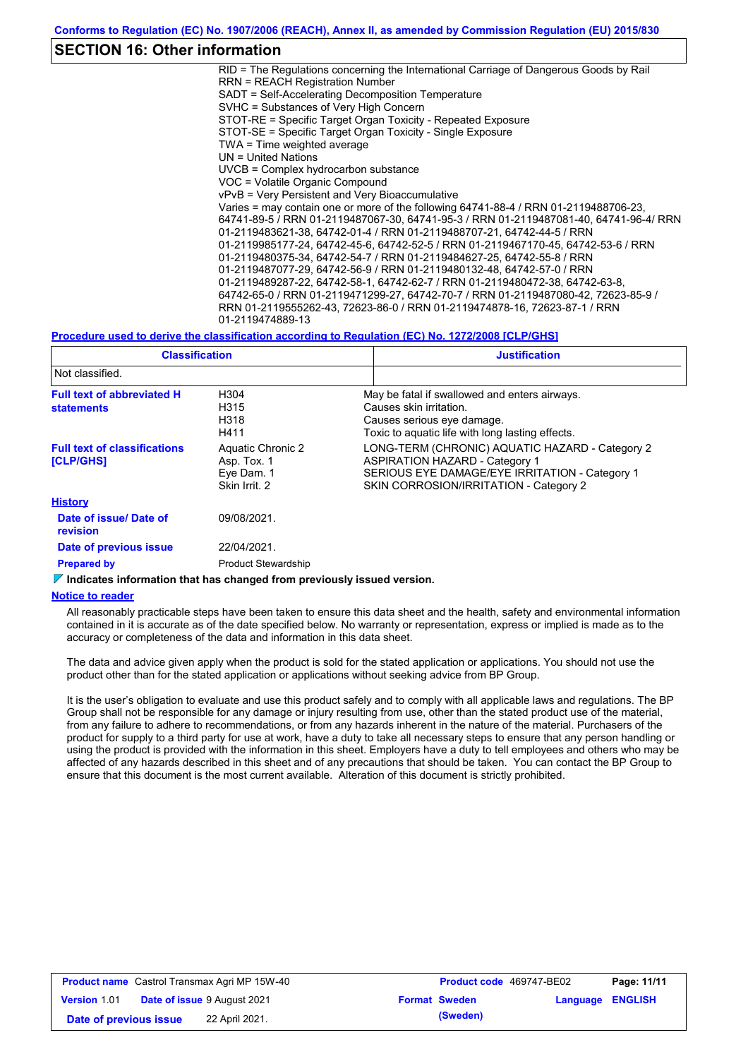## SECTION 16: Other information

RID = The Regulations concerning the International Carriage of Dangerous Goods by Rail
RRN = REACH Registration Number
SADT = Self-Accelerating Decomposition Temperature
SVHC = Substances of Very High Concern
STOT-RE = Specific Target Organ Toxicity - Repeated Exposure
STOT-SE = Specific Target Organ Toxicity - Single Exposure
TWA = Time weighted average
UN = United Nations
UVCB = Complex hydrocarbon substance
VOC = Volatile Organic Compound
vPvB = Very Persistent and Very Bioaccumulative
Varies = may contain one or more of the following 64741-88-4 / RRN 01-2119488706-23, 64741-89-5 / RRN 01-2119487067-30, 64741-95-3 / RRN 01-2119487081-40, 64741-96-4/ RRN 01-2119483621-38, 64742-01-4 / RRN 01-2119488707-21, 64742-44-5 / RRN 01-2119985177-24, 64742-45-6, 64742-52-5 / RRN 01-2119467170-45, 64742-53-6 / RRN 01-2119480375-34, 64742-54-7 / RRN 01-2119484627-25, 64742-55-8 / RRN 01-2119487077-29, 64742-56-9 / RRN 01-2119480132-48, 64742-57-0 / RRN 01-2119489287-22, 64742-58-1, 64742-62-7 / RRN 01-2119480472-38, 64742-63-8, 64742-65-0 / RRN 01-2119471299-27, 64742-70-7 / RRN 01-2119487080-42, 72623-85-9 / RRN 01-2119555262-43, 72623-86-0 / RRN 01-2119474878-16, 72623-87-1 / RRN 01-2119474889-13

**Procedure used to derive the classification according to Regulation (EC) No. 1272/2008 [CLP/GHS]**

| Classification | Justification |
|---|---|
| Not classified. | |

**Full text of abbreviated H statements**

| | |
|---|---|
| H304 | May be fatal if swallowed and enters airways. |
| H315 | Causes skin irritation. |
| H318 | Causes serious eye damage. |
| H411 | Toxic to aquatic life with long lasting effects. |

**Full text of classifications [CLP/GHS]**

| | |
|---|---|
| Aquatic Chronic 2 | LONG-TERM (CHRONIC) AQUATIC HAZARD - Category 2 |
| Asp. Tox. 1 | ASPIRATION HAZARD - Category 1 |
| Eye Dam. 1 | SERIOUS EYE DAMAGE/EYE IRRITATION - Category 1 |
| Skin Irrit. 2 | SKIN CORROSION/IRRITATION - Category 2 |

**History**

**Date of issue/ Date of revision:** 09/08/2021.

**Date of previous issue:** 22/04/2021.

**Prepared by:** Product Stewardship

**Indicates information that has changed from previously issued version.**

**Notice to reader**

All reasonably practicable steps have been taken to ensure this data sheet and the health, safety and environmental information contained in it is accurate as of the date specified below. No warranty or representation, express or implied is made as to the accuracy or completeness of the data and information in this data sheet.

The data and advice given apply when the product is sold for the stated application or applications. You should not use the product other than for the stated application or applications without seeking advice from BP Group.

It is the user's obligation to evaluate and use this product safely and to comply with all applicable laws and regulations. The BP Group shall not be responsible for any damage or injury resulting from use, other than the stated product use of the material, from any failure to adhere to recommendations, or from any hazards inherent in the nature of the material. Purchasers of the product for supply to a third party for use at work, have a duty to take all necessary steps to ensure that any person handling or using the product is provided with the information in this sheet. Employers have a duty to tell employees and others who may be affected of any hazards described in this sheet and of any precautions that should be taken. You can contact the BP Group to ensure that this document is the most current available. Alteration of this document is strictly prohibited.